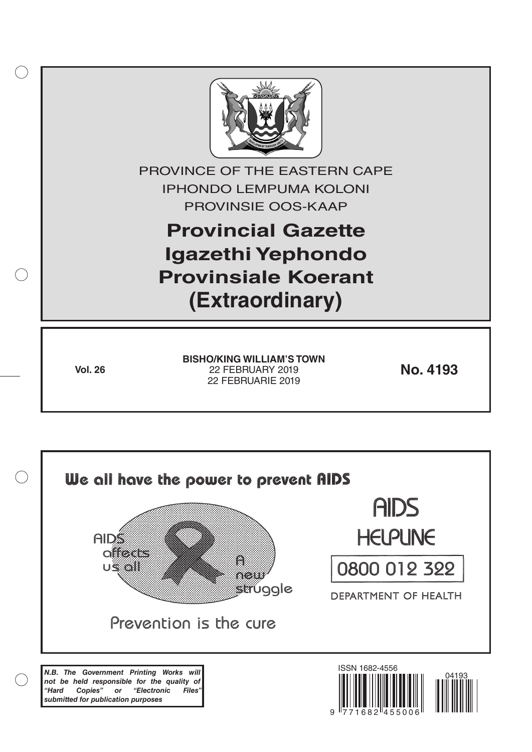PROVINCE OF THE EASTERN CAPE

IPHONDO LEMPUMA KOLONI

PROVINSIE OOS-KAAP

# Provincial Gazette
# Igazethi Yephondo
# Provinsiale Koerant
# (Extraordinary)

**Vol. 26**

**BISHO/KING WILLIAM'S TOWN**
22 FEBRUARY 2019
22 FEBRUARIE 2019

**No. 4193**

We all have the power to prevent AIDS

AIDS affects us all

A new struggle

Prevention is the cure

AIDS HELPLINE

0800 012 322

DEPARTMENT OF HEALTH

***N.B. The Government Printing Works will not be held responsible for the quality of "Hard Copies" or "Electronic Files" submitted for publication purposes***

ISSN 1682-4556

9 771682 455006

04193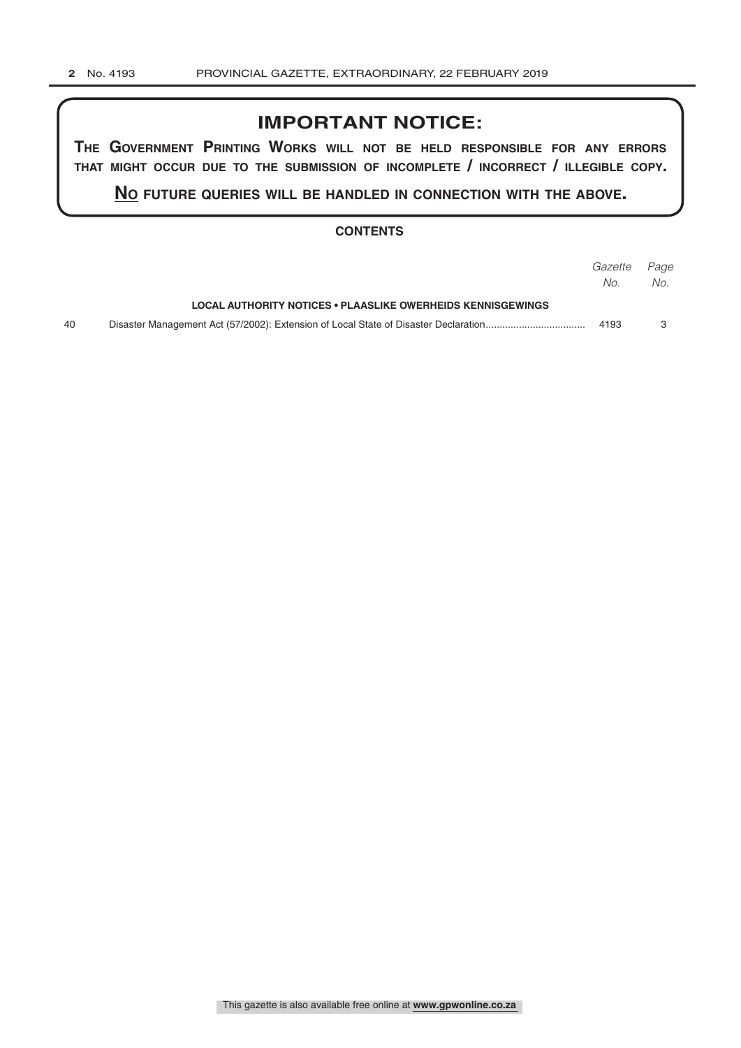# IMPORTANT NOTICE:

**THE GOVERNMENT PRINTING WORKS WILL NOT BE HELD RESPONSIBLE FOR ANY ERRORS THAT MIGHT OCCUR DUE TO THE SUBMISSION OF INCOMPLETE / INCORRECT / ILLEGIBLE COPY.**

**NO FUTURE QUERIES WILL BE HANDLED IN CONNECTION WITH THE ABOVE.**

## CONTENTS

| | | *Gazette No.* | *Page No.* |
|---|---|---|---|
| | **LOCAL AUTHORITY NOTICES • PLAASLIKE OWERHEIDS KENNISGEWINGS** | | |
| 40 | Disaster Management Act (57/2002): Extension of Local State of Disaster Declaration | 4193 | 3 |

This gazette is also available free online at **www.gpwonline.co.za**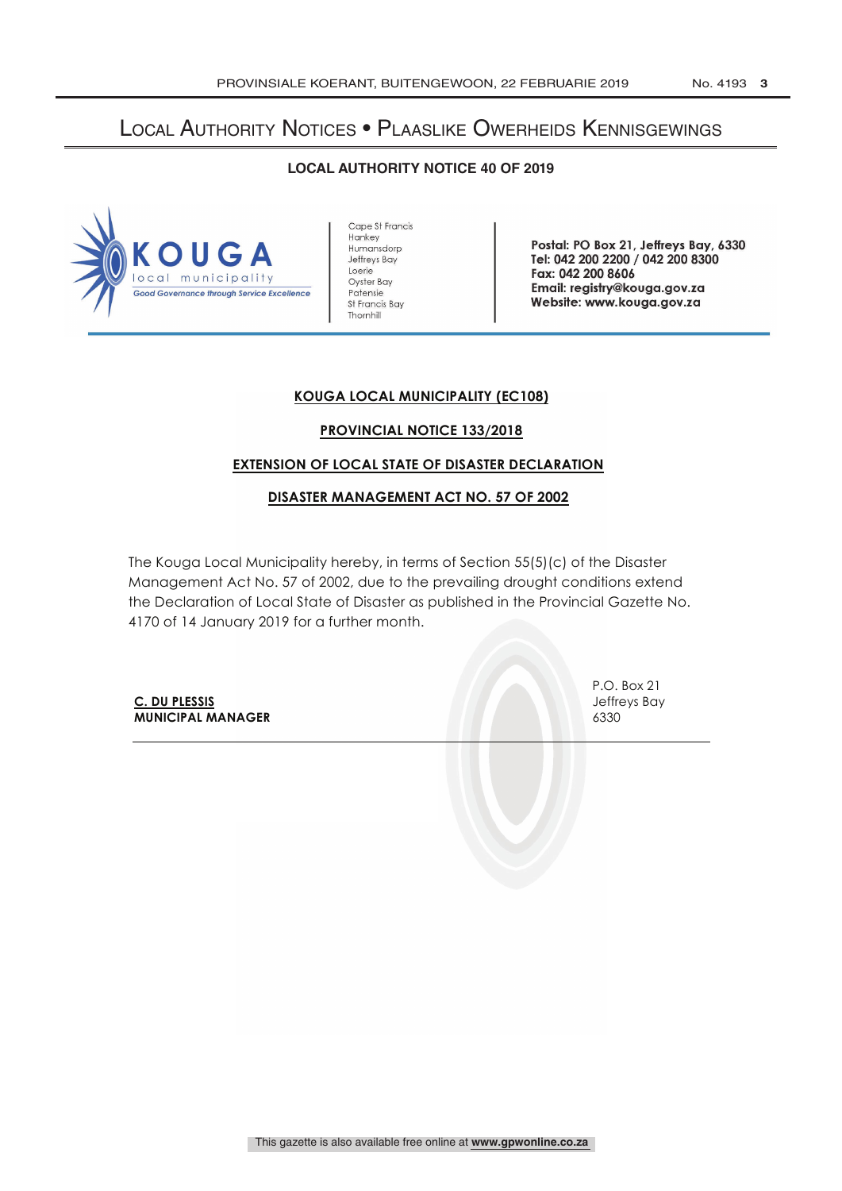# Local Authority Notices • Plaaslike Owerheids Kennisgewings

## LOCAL AUTHORITY NOTICE 40 OF 2019

KOUGA local municipality
Good Governance through Service Excellence

Cape St Francis
Hankey
Humansdorp
Jeffreys Bay
Loerie
Oyster Bay
Patensie
St Francis Bay
Thornhill

**Postal: PO Box 21, Jeffreys Bay, 6330**
**Tel: 042 200 2200 / 042 200 8300**
**Fax: 042 200 8606**
**Email: registry@kouga.gov.za**
**Website: www.kouga.gov.za**

**KOUGA LOCAL MUNICIPALITY (EC108)**

**PROVINCIAL NOTICE 133/2018**

**EXTENSION OF LOCAL STATE OF DISASTER DECLARATION**

**DISASTER MANAGEMENT ACT NO. 57 OF 2002**

The Kouga Local Municipality hereby, in terms of Section 55(5)(c) of the Disaster Management Act No. 57 of 2002, due to the prevailing drought conditions extend the Declaration of Local State of Disaster as published in the Provincial Gazette No. 4170 of 14 January 2019 for a further month.

**C. DU PLESSIS**
**MUNICIPAL MANAGER**

P.O. Box 21
Jeffreys Bay
6330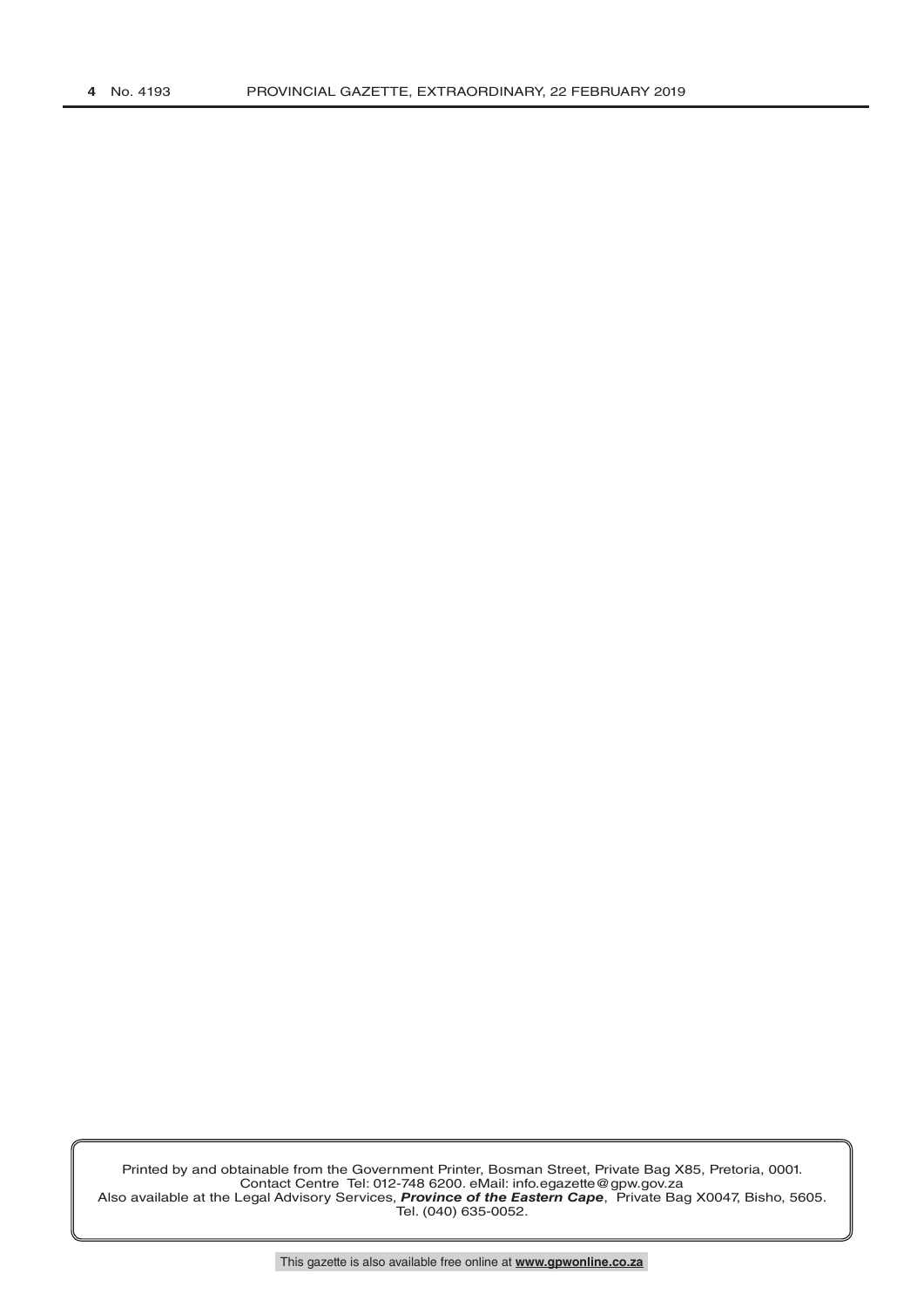Printed by and obtainable from the Government Printer, Bosman Street, Private Bag X85, Pretoria, 0001.
Contact Centre Tel: 012-748 6200. eMail: info.egazette@gpw.gov.za
Also available at the Legal Advisory Services, ***Province of the Eastern Cape***, Private Bag X0047, Bisho, 5605.
Tel. (040) 635-0052.

This gazette is also available free online at **www.gpwonline.co.za**